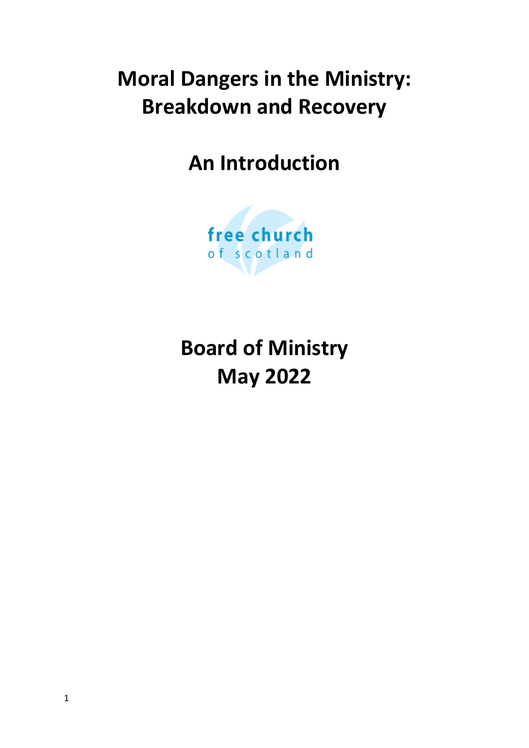# Moral Dangers in the Ministry: Breakdown and Recovery

## An Introduction

free church
of scotland

## Board of Ministry
## May 2022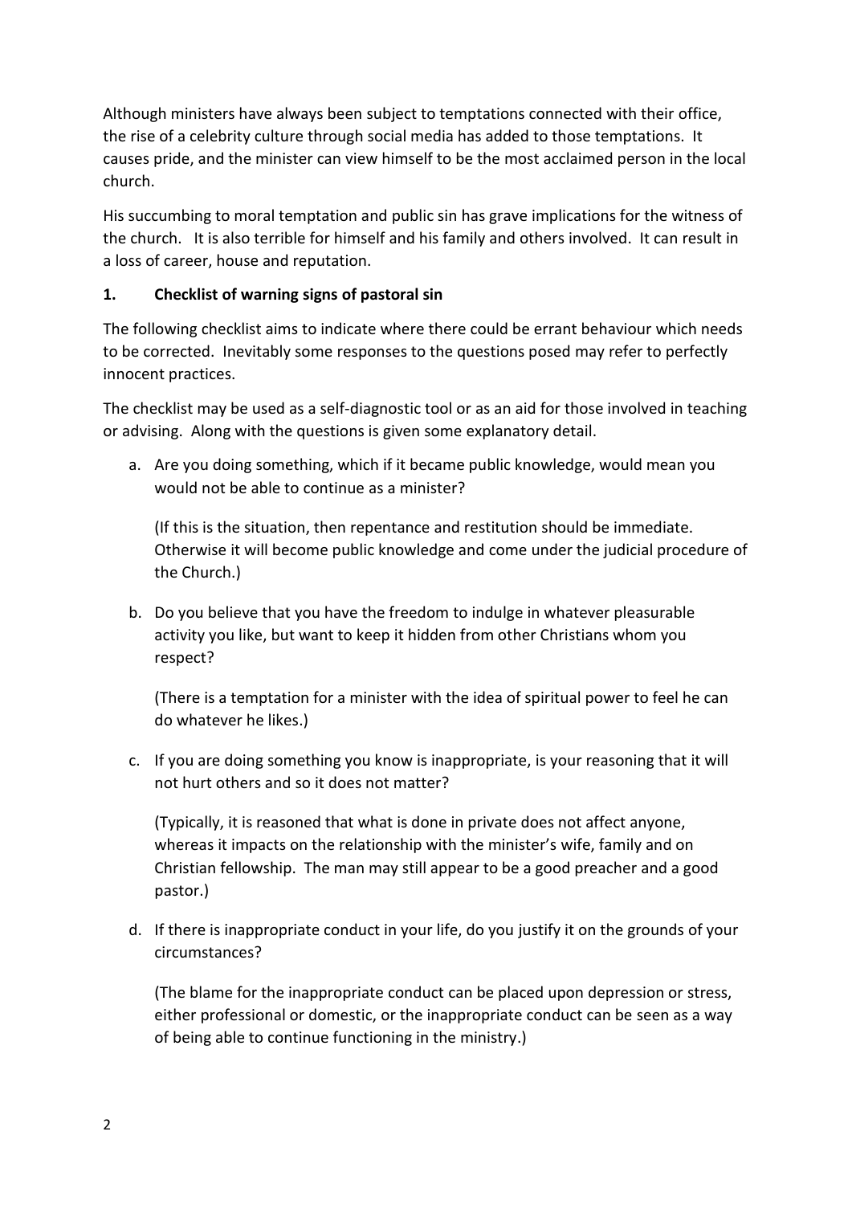Although ministers have always been subject to temptations connected with their office, the rise of a celebrity culture through social media has added to those temptations. It causes pride, and the minister can view himself to be the most acclaimed person in the local church.

His succumbing to moral temptation and public sin has grave implications for the witness of the church. It is also terrible for himself and his family and others involved. It can result in a loss of career, house and reputation.

## 1. Checklist of warning signs of pastoral sin

The following checklist aims to indicate where there could be errant behaviour which needs to be corrected. Inevitably some responses to the questions posed may refer to perfectly innocent practices.

The checklist may be used as a self-diagnostic tool or as an aid for those involved in teaching or advising. Along with the questions is given some explanatory detail.

a. Are you doing something, which if it became public knowledge, would mean you would not be able to continue as a minister?

   (If this is the situation, then repentance and restitution should be immediate. Otherwise it will become public knowledge and come under the judicial procedure of the Church.)

b. Do you believe that you have the freedom to indulge in whatever pleasurable activity you like, but want to keep it hidden from other Christians whom you respect?

   (There is a temptation for a minister with the idea of spiritual power to feel he can do whatever he likes.)

c. If you are doing something you know is inappropriate, is your reasoning that it will not hurt others and so it does not matter?

   (Typically, it is reasoned that what is done in private does not affect anyone, whereas it impacts on the relationship with the minister's wife, family and on Christian fellowship. The man may still appear to be a good preacher and a good pastor.)

d. If there is inappropriate conduct in your life, do you justify it on the grounds of your circumstances?

   (The blame for the inappropriate conduct can be placed upon depression or stress, either professional or domestic, or the inappropriate conduct can be seen as a way of being able to continue functioning in the ministry.)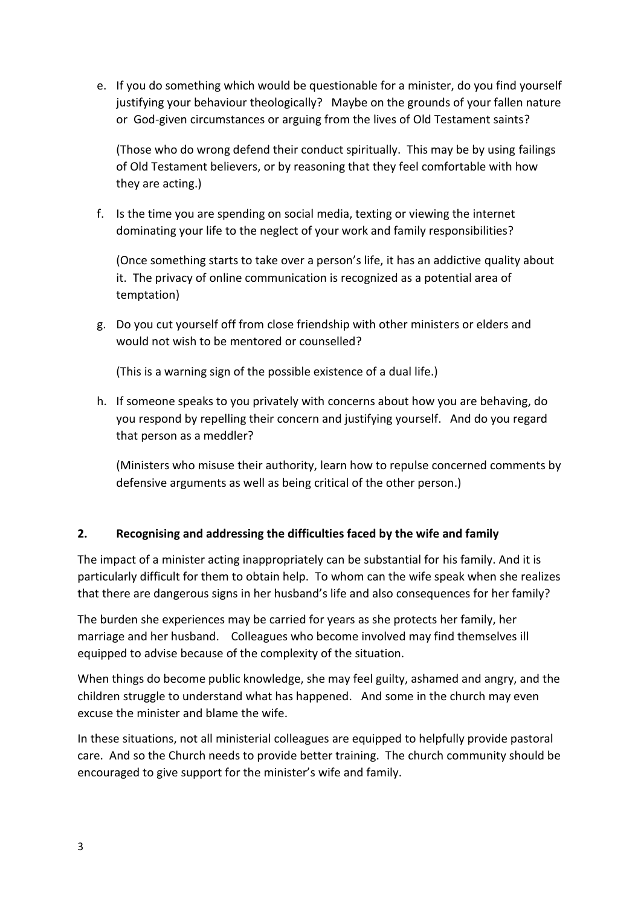e. If you do something which would be questionable for a minister, do you find yourself justifying your behaviour theologically? Maybe on the grounds of your fallen nature or God-given circumstances or arguing from the lives of Old Testament saints?

   (Those who do wrong defend their conduct spiritually. This may be by using failings of Old Testament believers, or by reasoning that they feel comfortable with how they are acting.)

f. Is the time you are spending on social media, texting or viewing the internet dominating your life to the neglect of your work and family responsibilities?

   (Once something starts to take over a person's life, it has an addictive quality about it. The privacy of online communication is recognized as a potential area of temptation)

g. Do you cut yourself off from close friendship with other ministers or elders and would not wish to be mentored or counselled?

   (This is a warning sign of the possible existence of a dual life.)

h. If someone speaks to you privately with concerns about how you are behaving, do you respond by repelling their concern and justifying yourself. And do you regard that person as a meddler?

   (Ministers who misuse their authority, learn how to repulse concerned comments by defensive arguments as well as being critical of the other person.)

## 2. Recognising and addressing the difficulties faced by the wife and family

The impact of a minister acting inappropriately can be substantial for his family. And it is particularly difficult for them to obtain help. To whom can the wife speak when she realizes that there are dangerous signs in her husband's life and also consequences for her family?

The burden she experiences may be carried for years as she protects her family, her marriage and her husband. Colleagues who become involved may find themselves ill equipped to advise because of the complexity of the situation.

When things do become public knowledge, she may feel guilty, ashamed and angry, and the children struggle to understand what has happened. And some in the church may even excuse the minister and blame the wife.

In these situations, not all ministerial colleagues are equipped to helpfully provide pastoral care. And so the Church needs to provide better training. The church community should be encouraged to give support for the minister's wife and family.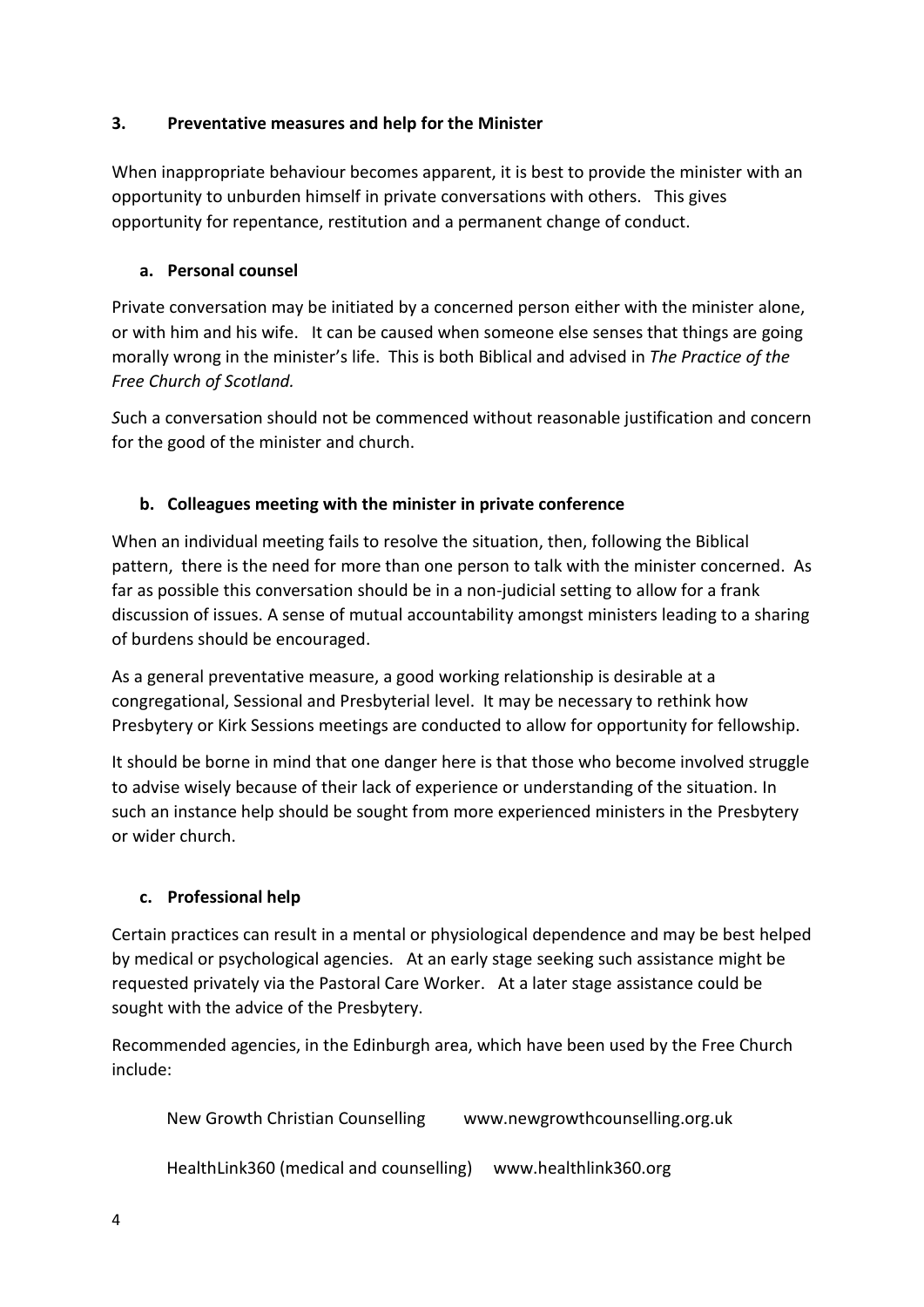## 3. Preventative measures and help for the Minister

When inappropriate behaviour becomes apparent, it is best to provide the minister with an opportunity to unburden himself in private conversations with others. This gives opportunity for repentance, restitution and a permanent change of conduct.

### a. Personal counsel

Private conversation may be initiated by a concerned person either with the minister alone, or with him and his wife. It can be caused when someone else senses that things are going morally wrong in the minister's life. This is both Biblical and advised in *The Practice of the Free Church of Scotland.*

*S*uch a conversation should not be commenced without reasonable justification and concern for the good of the minister and church.

### b. Colleagues meeting with the minister in private conference

When an individual meeting fails to resolve the situation, then, following the Biblical pattern, there is the need for more than one person to talk with the minister concerned. As far as possible this conversation should be in a non-judicial setting to allow for a frank discussion of issues. A sense of mutual accountability amongst ministers leading to a sharing of burdens should be encouraged.

As a general preventative measure, a good working relationship is desirable at a congregational, Sessional and Presbyterial level. It may be necessary to rethink how Presbytery or Kirk Sessions meetings are conducted to allow for opportunity for fellowship.

It should be borne in mind that one danger here is that those who become involved struggle to advise wisely because of their lack of experience or understanding of the situation. In such an instance help should be sought from more experienced ministers in the Presbytery or wider church.

### c. Professional help

Certain practices can result in a mental or physiological dependence and may be best helped by medical or psychological agencies. At an early stage seeking such assistance might be requested privately via the Pastoral Care Worker. At a later stage assistance could be sought with the advice of the Presbytery.

Recommended agencies, in the Edinburgh area, which have been used by the Free Church include:

New Growth Christian Counselling www.newgrowthcounselling.org.uk

HealthLink360 (medical and counselling) www.healthlink360.org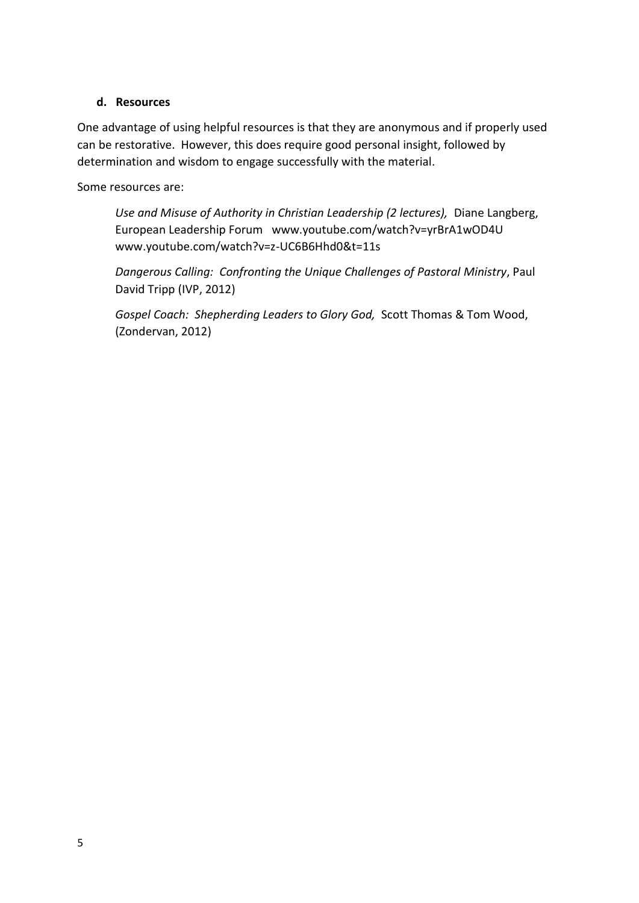#### d. Resources

One advantage of using helpful resources is that they are anonymous and if properly used can be restorative. However, this does require good personal insight, followed by determination and wisdom to engage successfully with the material.

Some resources are:

> *Use and Misuse of Authority in Christian Leadership (2 lectures),* Diane Langberg, European Leadership Forum www.youtube.com/watch?v=yrBrA1wOD4U www.youtube.com/watch?v=z-UC6B6Hhd0&t=11s
>
> *Dangerous Calling: Confronting the Unique Challenges of Pastoral Ministry*, Paul David Tripp (IVP, 2012)
>
> *Gospel Coach: Shepherding Leaders to Glory God,* Scott Thomas & Tom Wood, (Zondervan, 2012)